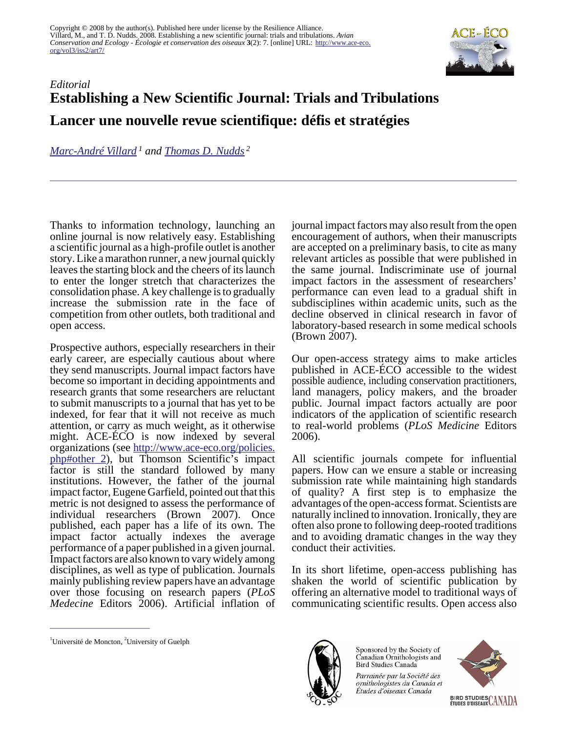Copyright © 2008 by the author(s). Published here under license by the Resilience Alliance.
Villard, M., and T. D. Nudds. 2008. Establishing a new scientific journal: trials and tribulations. *Avian Conservation and Ecology - Écologie et conservation des oiseaux* **3**(2): 7. [online] URL: http://www.ace-eco.org/vol3/iss2/art7/

*Editorial*

# Establishing a New Scientific Journal: Trials and Tribulations

# Lancer une nouvelle revue scientifique: défis et stratégies

*Marc-André Villard* [1] *and Thomas D. Nudds* [2]

Thanks to information technology, launching an online journal is now relatively easy. Establishing a scientific journal as a high-profile outlet is another story. Like a marathon runner, a new journal quickly leaves the starting block and the cheers of its launch to enter the longer stretch that characterizes the consolidation phase. A key challenge is to gradually increase the submission rate in the face of competition from other outlets, both traditional and open access.

Prospective authors, especially researchers in their early career, are especially cautious about where they send manuscripts. Journal impact factors have become so important in deciding appointments and research grants that some researchers are reluctant to submit manuscripts to a journal that has yet to be indexed, for fear that it will not receive as much attention, or carry as much weight, as it otherwise might. ACE-ÉCO is now indexed by several organizations (see http://www.ace-eco.org/policies.php#other_2), but Thomson Scientific's impact factor is still the standard followed by many institutions. However, the father of the journal impact factor, Eugene Garfield, pointed out that this metric is not designed to assess the performance of individual researchers (Brown 2007). Once published, each paper has a life of its own. The impact factor actually indexes the average performance of a paper published in a given journal. Impact factors are also known to vary widely among disciplines, as well as type of publication. Journals mainly publishing review papers have an advantage over those focusing on research papers (*PLoS Medecine* Editors 2006). Artificial inflation of journal impact factors may also result from the open encouragement of authors, when their manuscripts are accepted on a preliminary basis, to cite as many relevant articles as possible that were published in the same journal. Indiscriminate use of journal impact factors in the assessment of researchers' performance can even lead to a gradual shift in subdisciplines within academic units, such as the decline observed in clinical research in favor of laboratory-based research in some medical schools (Brown 2007).

Our open-access strategy aims to make articles published in ACE-ÉCO accessible to the widest possible audience, including conservation practitioners, land managers, policy makers, and the broader public. Journal impact factors actually are poor indicators of the application of scientific research to real-world problems (*PLoS Medicine* Editors 2006).

All scientific journals compete for influential papers. How can we ensure a stable or increasing submission rate while maintaining high standards of quality? A first step is to emphasize the advantages of the open-access format. Scientists are naturally inclined to innovation. Ironically, they are often also prone to following deep-rooted traditions and to avoiding dramatic changes in the way they conduct their activities.

In its short lifetime, open-access publishing has shaken the world of scientific publication by offering an alternative model to traditional ways of communicating scientific results. Open access also

[1] Université de Moncton, [2] University of Guelph

Sponsored by the Society of Canadian Ornithologists and Bird Studies Canada

*Parrainée par la Société des ornithologistes du Canada et Études d'oiseaux Canada*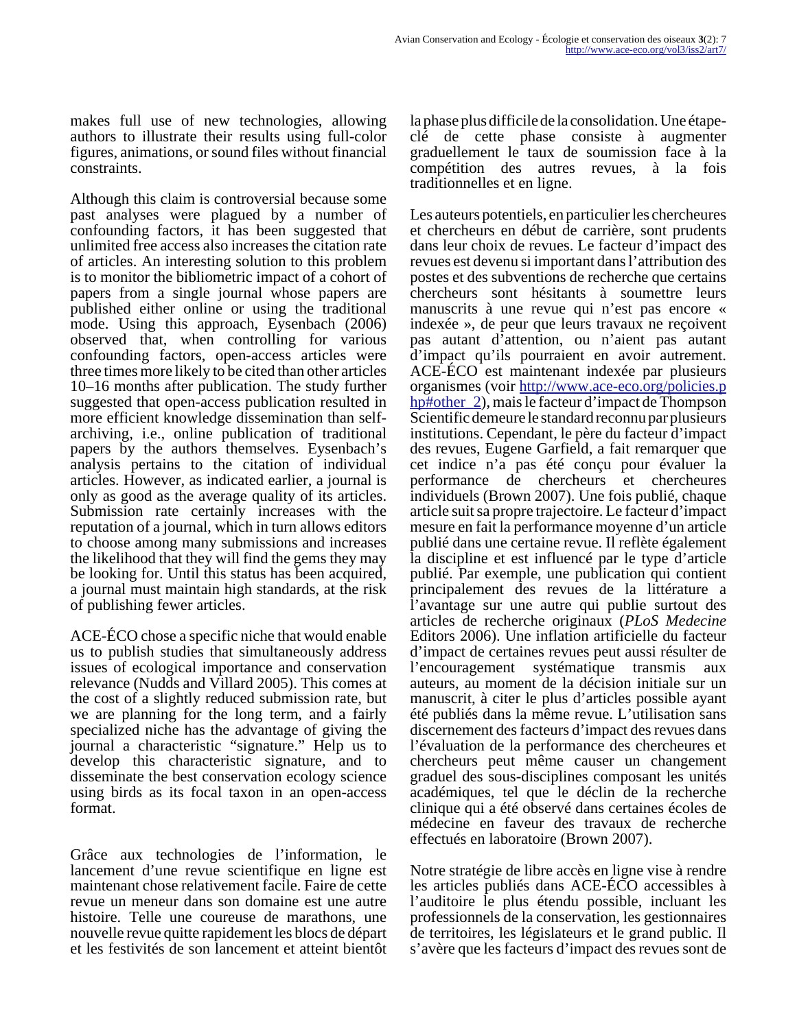makes full use of new technologies, allowing authors to illustrate their results using full-color figures, animations, or sound files without financial constraints.

Although this claim is controversial because some past analyses were plagued by a number of confounding factors, it has been suggested that unlimited free access also increases the citation rate of articles. An interesting solution to this problem is to monitor the bibliometric impact of a cohort of papers from a single journal whose papers are published either online or using the traditional mode. Using this approach, Eysenbach (2006) observed that, when controlling for various confounding factors, open-access articles were three times more likely to be cited than other articles 10–16 months after publication. The study further suggested that open-access publication resulted in more efficient knowledge dissemination than self-archiving, i.e., online publication of traditional papers by the authors themselves. Eysenbach's analysis pertains to the citation of individual articles. However, as indicated earlier, a journal is only as good as the average quality of its articles. Submission rate certainly increases with the reputation of a journal, which in turn allows editors to choose among many submissions and increases the likelihood that they will find the gems they may be looking for. Until this status has been acquired, a journal must maintain high standards, at the risk of publishing fewer articles.

ACE-ÉCO chose a specific niche that would enable us to publish studies that simultaneously address issues of ecological importance and conservation relevance (Nudds and Villard 2005). This comes at the cost of a slightly reduced submission rate, but we are planning for the long term, and a fairly specialized niche has the advantage of giving the journal a characteristic "signature." Help us to develop this characteristic signature, and to disseminate the best conservation ecology science using birds as its focal taxon in an open-access format.

Grâce aux technologies de l'information, le lancement d'une revue scientifique en ligne est maintenant chose relativement facile. Faire de cette revue un meneur dans son domaine est une autre histoire. Telle une coureuse de marathons, une nouvelle revue quitte rapidement les blocs de départ et les festivités de son lancement et atteint bientôt la phase plus difficile de la consolidation. Une étape-clé de cette phase consiste à augmenter graduellement le taux de soumission face à la compétition des autres revues, à la fois traditionnelles et en ligne.

Les auteurs potentiels, en particulier les chercheures et chercheurs en début de carrière, sont prudents dans leur choix de revues. Le facteur d'impact des revues est devenu si important dans l'attribution des postes et des subventions de recherche que certains chercheurs sont hésitants à soumettre leurs manuscrits à une revue qui n'est pas encore « indexée », de peur que leurs travaux ne reçoivent pas autant d'attention, ou n'aient pas autant d'impact qu'ils pourraient en avoir autrement. ACE-ÉCO est maintenant indexée par plusieurs organismes (voir [http://www.ace-eco.org/policies.php#other_2](http://www.ace-eco.org/policies.php#other_2)), mais le facteur d'impact de Thompson Scientific demeure le standard reconnu par plusieurs institutions. Cependant, le père du facteur d'impact des revues, Eugene Garfield, a fait remarquer que cet indice n'a pas été conçu pour évaluer la performance de chercheurs et chercheures individuels (Brown 2007). Une fois publié, chaque article suit sa propre trajectoire. Le facteur d'impact mesure en fait la performance moyenne d'un article publié dans une certaine revue. Il reflète également la discipline et est influencé par le type d'article publié. Par exemple, une publication qui contient principalement des revues de la littérature a l'avantage sur une autre qui publie surtout des articles de recherche originaux (*PLoS Medecine* Editors 2006). Une inflation artificielle du facteur d'impact de certaines revues peut aussi résulter de l'encouragement systématique transmis aux auteurs, au moment de la décision initiale sur un manuscrit, à citer le plus d'articles possible ayant été publiés dans la même revue. L'utilisation sans discernement des facteurs d'impact des revues dans l'évaluation de la performance des chercheures et chercheurs peut même causer un changement graduel des sous-disciplines composant les unités académiques, tel que le déclin de la recherche clinique qui a été observé dans certaines écoles de médecine en faveur des travaux de recherche effectués en laboratoire (Brown 2007).

Notre stratégie de libre accès en ligne vise à rendre les articles publiés dans ACE-ÉCO accessibles à l'auditoire le plus étendu possible, incluant les professionnels de la conservation, les gestionnaires de territoires, les législateurs et le grand public. Il s'avère que les facteurs d'impact des revues sont de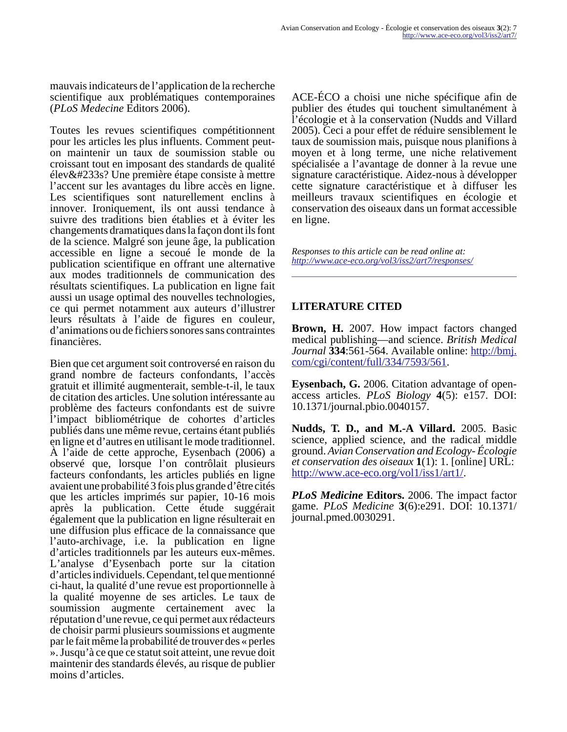mauvais indicateurs de l'application de la recherche scientifique aux problématiques contemporaines (*PLoS Medecine* Editors 2006).

Toutes les revues scientifiques compétitionnent pour les articles les plus influents. Comment peut-on maintenir un taux de soumission stable ou croissant tout en imposant des standards de qualité élev&#233s? Une première étape consiste à mettre l'accent sur les avantages du libre accès en ligne. Les scientifiques sont naturellement enclins à innover. Ironiquement, ils ont aussi tendance à suivre des traditions bien établies et à éviter les changements dramatiques dans la façon dont ils font de la science. Malgré son jeune âge, la publication accessible en ligne a secoué le monde de la publication scientifique en offrant une alternative aux modes traditionnels de communication des résultats scientifiques. La publication en ligne fait aussi un usage optimal des nouvelles technologies, ce qui permet notamment aux auteurs d'illustrer leurs résultats à l'aide de figures en couleur, d'animations ou de fichiers sonores sans contraintes financières.

Bien que cet argument soit controversé en raison du grand nombre de facteurs confondants, l'accès gratuit et illimité augmenterait, semble-t-il, le taux de citation des articles. Une solution intéressante au problème des facteurs confondants est de suivre l'impact bibliométrique de cohortes d'articles publiés dans une même revue, certains étant publiés en ligne et d'autres en utilisant le mode traditionnel. À l'aide de cette approche, Eysenbach (2006) a observé que, lorsque l'on contrôlait plusieurs facteurs confondants, les articles publiés en ligne avaient une probabilité 3 fois plus grande d'être cités que les articles imprimés sur papier, 10-16 mois après la publication. Cette étude suggérait également que la publication en ligne résulterait en une diffusion plus efficace de la connaissance que l'auto-archivage, i.e. la publication en ligne d'articles traditionnels par les auteurs eux-mêmes. L'analyse d'Eysenbach porte sur la citation d'articles individuels. Cependant, tel que mentionné ci-haut, la qualité d'une revue est proportionnelle à la qualité moyenne de ses articles. Le taux de soumission augmente certainement avec la réputation d'une revue, ce qui permet aux rédacteurs de choisir parmi plusieurs soumissions et augmente par le fait même la probabilité de trouver des « perles ». Jusqu'à ce que ce statut soit atteint, une revue doit maintenir des standards élevés, au risque de publier moins d'articles.

ACE-ÉCO a choisi une niche spécifique afin de publier des études qui touchent simultanément à l'écologie et à la conservation (Nudds and Villard 2005). Ceci a pour effet de réduire sensiblement le taux de soumission mais, puisque nous planifions à moyen et à long terme, une niche relativement spécialisée a l'avantage de donner à la revue une signature caractéristique. Aidez-nous à développer cette signature caractéristique et à diffuser les meilleurs travaux scientifiques en écologie et conservation des oiseaux dans un format accessible en ligne.

*Responses to this article can be read online at:*
*http://www.ace-eco.org/vol3/iss2/art7/responses/*

## LITERATURE CITED

**Brown, H.** 2007. How impact factors changed medical publishing—and science. *British Medical Journal* **334**:561-564. Available online: http://bmj.com/cgi/content/full/334/7593/561.

**Eysenbach, G.** 2006. Citation advantage of open-access articles. *PLoS Biology* **4**(5): e157. DOI: 10.1371/journal.pbio.0040157.

**Nudds, T. D., and M.-A Villard.** 2005. Basic science, applied science, and the radical middle ground. *Avian Conservation and Ecology- Écologie et conservation des oiseaux* **1**(1): 1. [online] URL: http://www.ace-eco.org/vol1/iss1/art1/.

***PLoS Medicine* Editors.** 2006. The impact factor game. *PLoS Medicine* **3**(6):e291. DOI: 10.1371/journal.pmed.0030291.